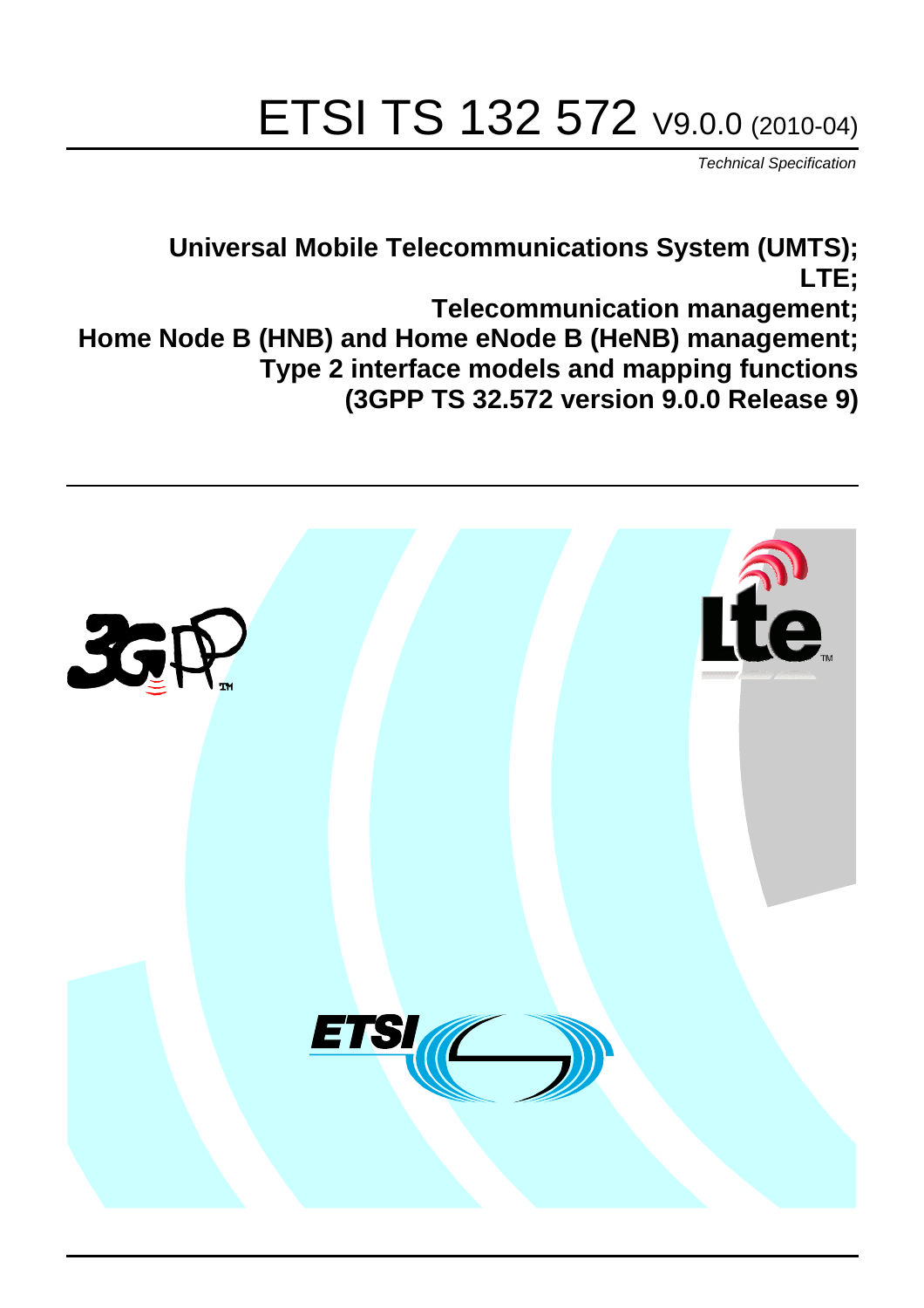# ETSI TS 132 572 V9.0.0 (2010-04)

*Technical Specification*

**Universal Mobile Telecommunications System (UMTS); LTE; Telecommunication management; Home Node B (HNB) and Home eNode B (HeNB) management; Type 2 interface models and mapping functions (3GPP TS 32.572 version 9.0.0 Release 9)**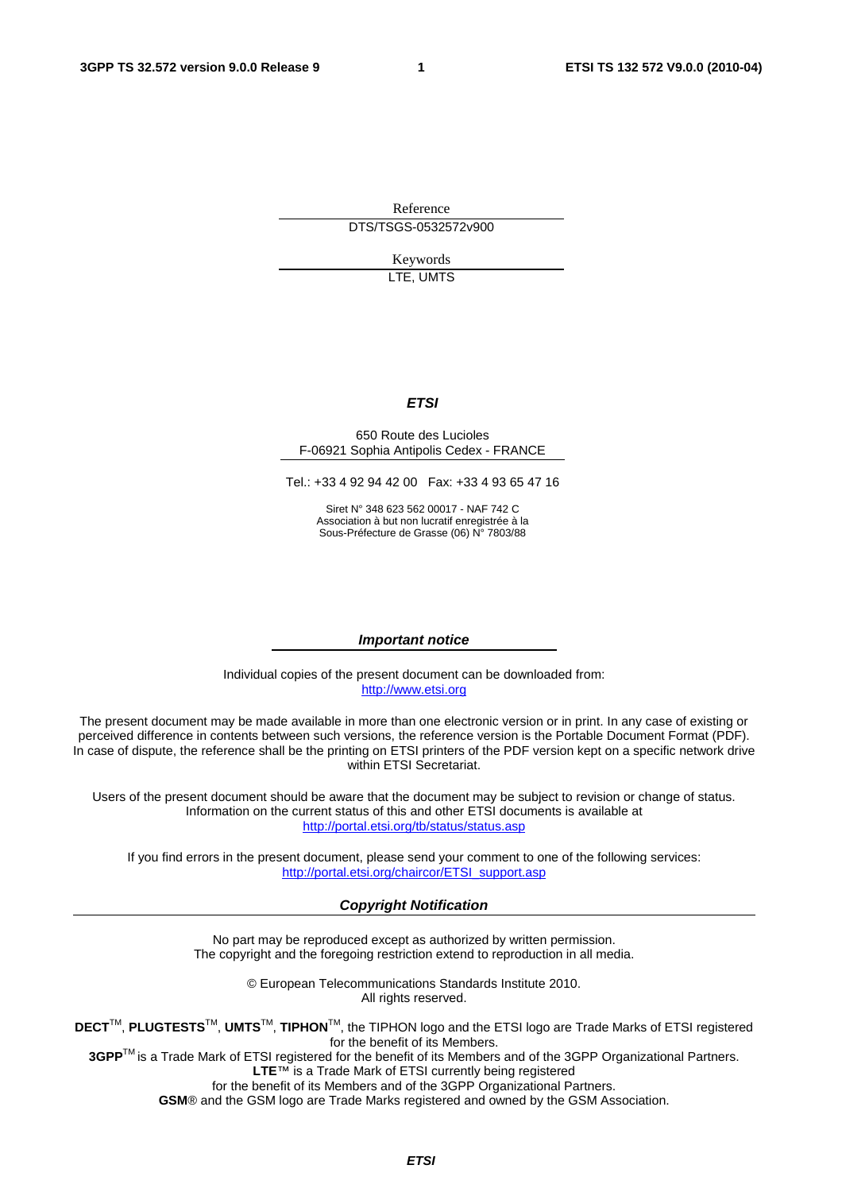Reference

DTS/TSGS-0532572v900

Keywords

LTE, UMTS

***ETSI***

650 Route des Lucioles
F-06921 Sophia Antipolis Cedex - FRANCE

Tel.: +33 4 92 94 42 00 Fax: +33 4 93 65 47 16

Siret N° 348 623 562 00017 - NAF 742 C
Association à but non lucratif enregistrée à la
Sous-Préfecture de Grasse (06) N° 7803/88

***Important notice***

Individual copies of the present document can be downloaded from:
http://www.etsi.org

The present document may be made available in more than one electronic version or in print. In any case of existing or perceived difference in contents between such versions, the reference version is the Portable Document Format (PDF). In case of dispute, the reference shall be the printing on ETSI printers of the PDF version kept on a specific network drive within ETSI Secretariat.

Users of the present document should be aware that the document may be subject to revision or change of status. Information on the current status of this and other ETSI documents is available at
http://portal.etsi.org/tb/status/status.asp

If you find errors in the present document, please send your comment to one of the following services:
http://portal.etsi.org/chaircor/ETSI_support.asp

***Copyright Notification***

No part may be reproduced except as authorized by written permission.
The copyright and the foregoing restriction extend to reproduction in all media.

© European Telecommunications Standards Institute 2010.
All rights reserved.

**DECT**™, **PLUGTESTS**™, **UMTS**™, **TIPHON**™, the TIPHON logo and the ETSI logo are Trade Marks of ETSI registered for the benefit of its Members.
**3GPP**™ is a Trade Mark of ETSI registered for the benefit of its Members and of the 3GPP Organizational Partners.
**LTE**™ is a Trade Mark of ETSI currently being registered
for the benefit of its Members and of the 3GPP Organizational Partners.
**GSM**® and the GSM logo are Trade Marks registered and owned by the GSM Association.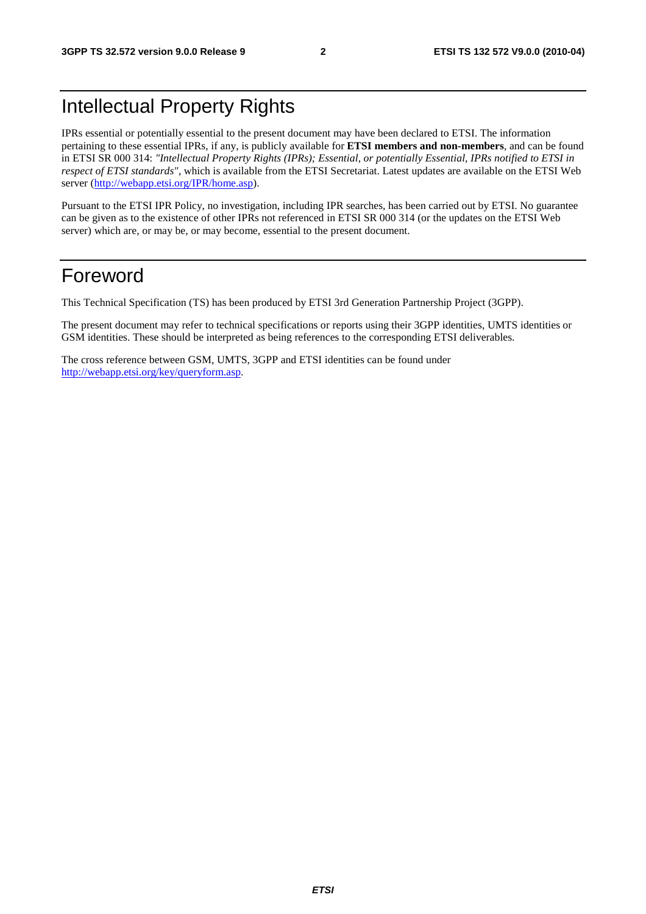# Intellectual Property Rights

IPRs essential or potentially essential to the present document may have been declared to ETSI. The information pertaining to these essential IPRs, if any, is publicly available for **ETSI members and non-members**, and can be found in ETSI SR 000 314: *"Intellectual Property Rights (IPRs); Essential, or potentially Essential, IPRs notified to ETSI in respect of ETSI standards"*, which is available from the ETSI Secretariat. Latest updates are available on the ETSI Web server (http://webapp.etsi.org/IPR/home.asp).

Pursuant to the ETSI IPR Policy, no investigation, including IPR searches, has been carried out by ETSI. No guarantee can be given as to the existence of other IPRs not referenced in ETSI SR 000 314 (or the updates on the ETSI Web server) which are, or may be, or may become, essential to the present document.

# Foreword

This Technical Specification (TS) has been produced by ETSI 3rd Generation Partnership Project (3GPP).

The present document may refer to technical specifications or reports using their 3GPP identities, UMTS identities or GSM identities. These should be interpreted as being references to the corresponding ETSI deliverables.

The cross reference between GSM, UMTS, 3GPP and ETSI identities can be found under http://webapp.etsi.org/key/queryform.asp.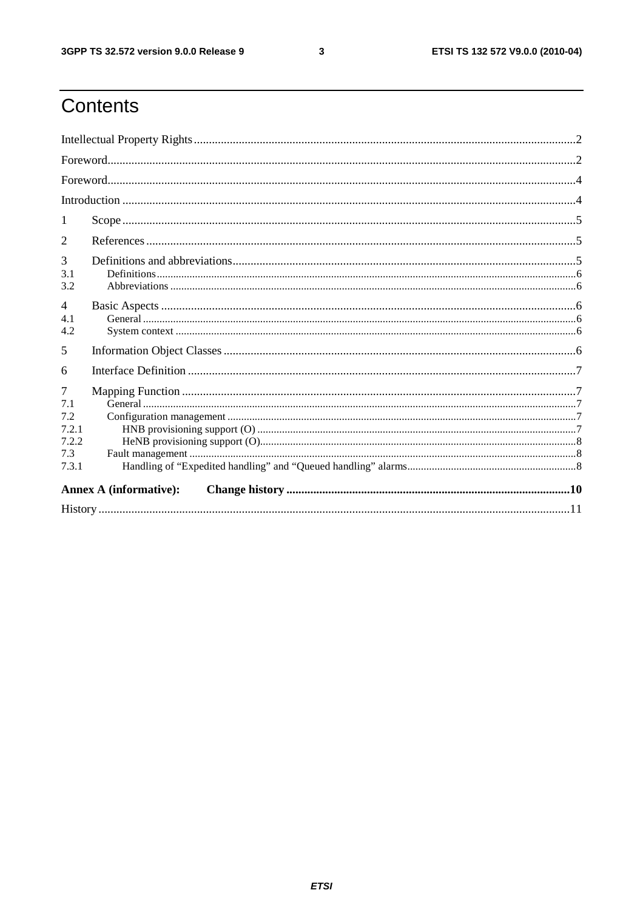# Contents

Intellectual Property Rights ..... 2

Foreword ..... 2

Foreword ..... 4

Introduction ..... 4

1 Scope ..... 5

2 References ..... 5

3 Definitions and abbreviations ..... 5

3.1 Definitions ..... 6

3.2 Abbreviations ..... 6

4 Basic Aspects ..... 6

4.1 General ..... 6

4.2 System context ..... 6

5 Information Object Classes ..... 6

6 Interface Definition ..... 7

7 Mapping Function ..... 7

7.1 General ..... 7

7.2 Configuration management ..... 7

7.2.1 HNB provisioning support (O) ..... 7

7.2.2 HeNB provisioning support (O) ..... 8

7.3 Fault management ..... 8

7.3.1 Handling of “Expedited handling” and “Queued handling” alarms ..... 8

**Annex A (informative): Change history ..... 10**

History ..... 11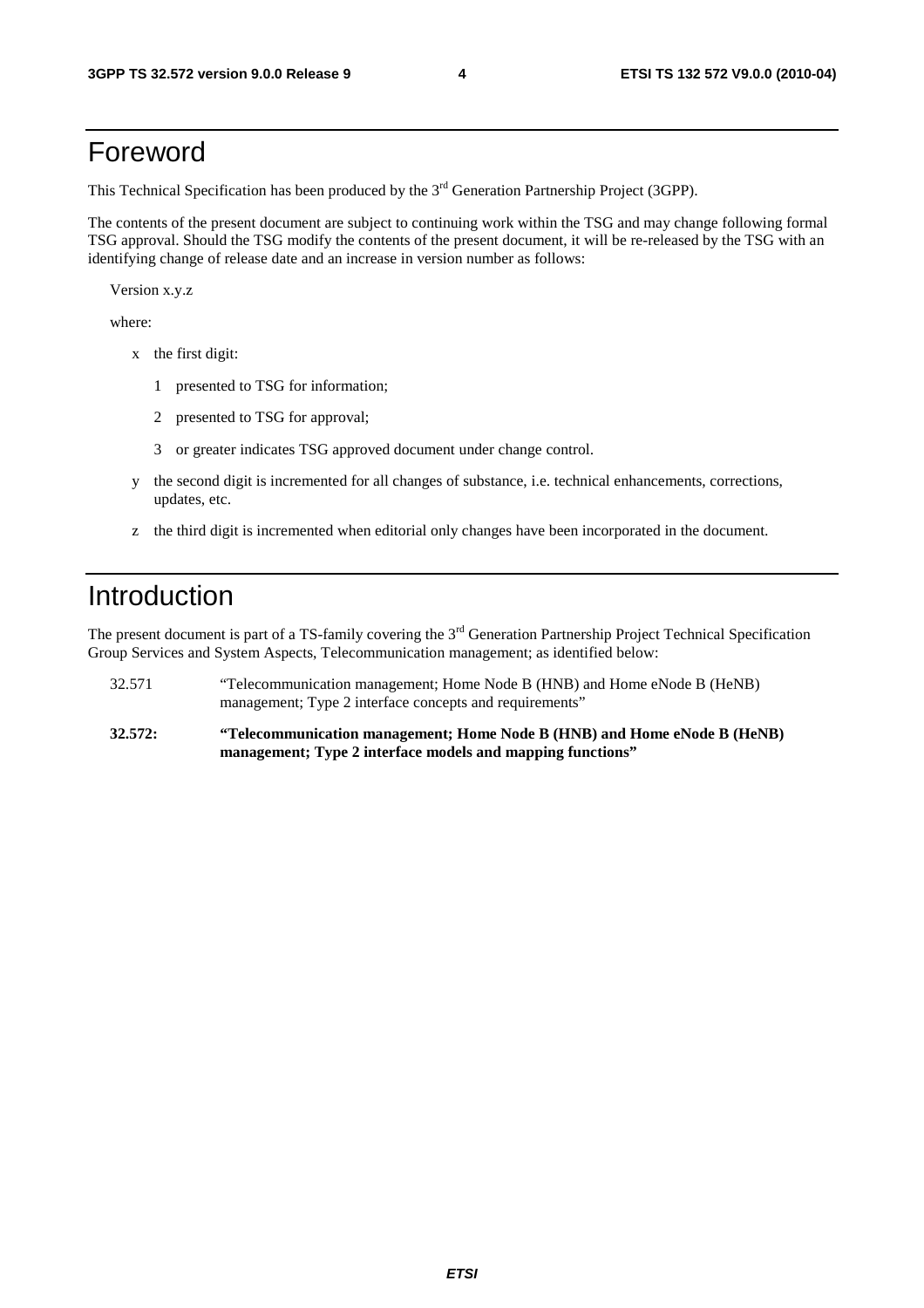# Foreword

This Technical Specification has been produced by the 3rd Generation Partnership Project (3GPP).

The contents of the present document are subject to continuing work within the TSG and may change following formal TSG approval. Should the TSG modify the contents of the present document, it will be re-released by the TSG with an identifying change of release date and an increase in version number as follows:

Version x.y.z

where:

- x the first digit:
  - 1 presented to TSG for information;
  - 2 presented to TSG for approval;
  - 3 or greater indicates TSG approved document under change control.
- y the second digit is incremented for all changes of substance, i.e. technical enhancements, corrections, updates, etc.
- z the third digit is incremented when editorial only changes have been incorporated in the document.

# Introduction

The present document is part of a TS-family covering the 3rd Generation Partnership Project Technical Specification Group Services and System Aspects, Telecommunication management; as identified below:

32.571 "Telecommunication management; Home Node B (HNB) and Home eNode B (HeNB) management; Type 2 interface concepts and requirements"

**32.572: "Telecommunication management; Home Node B (HNB) and Home eNode B (HeNB) management; Type 2 interface models and mapping functions"**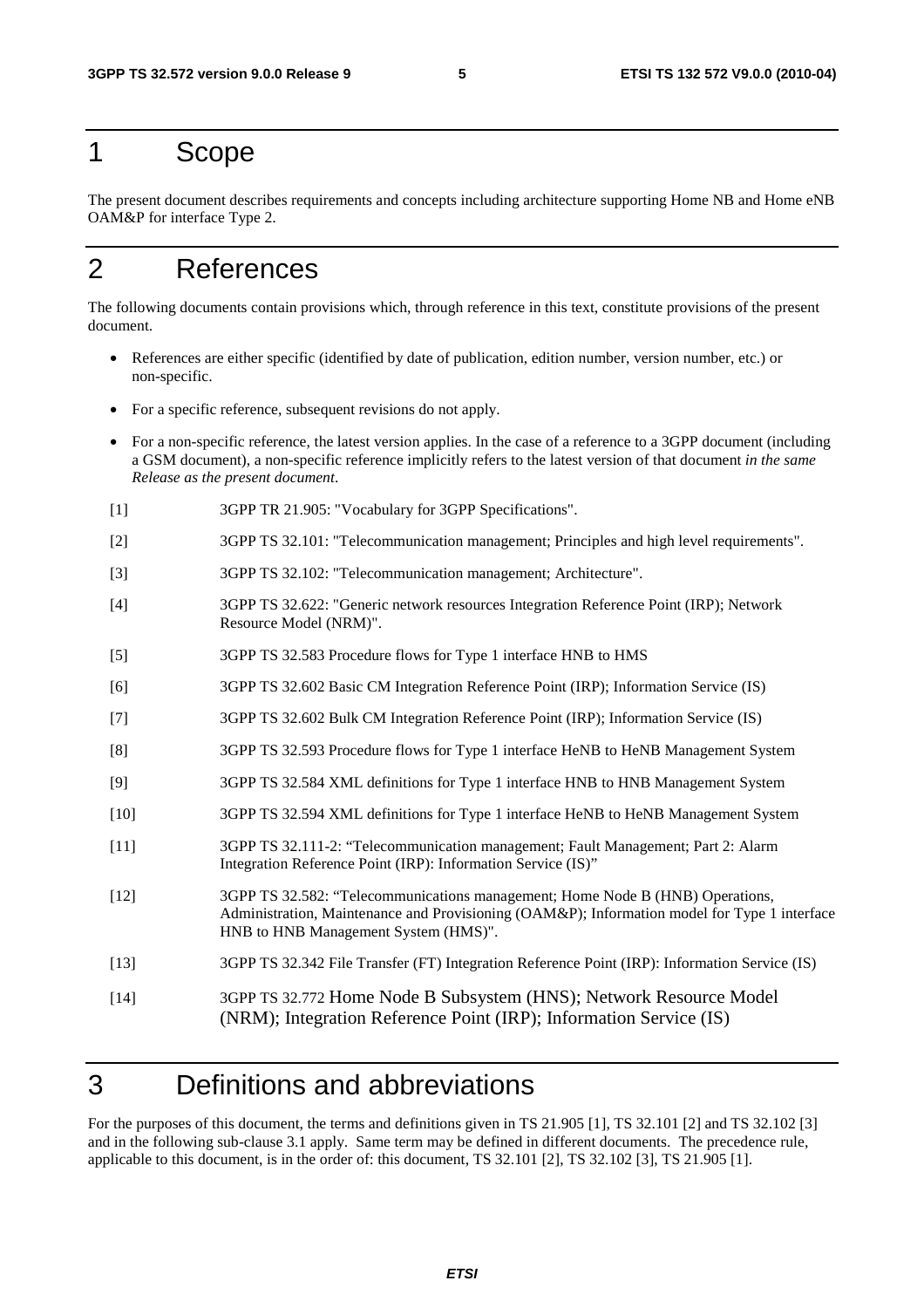# 1 Scope

The present document describes requirements and concepts including architecture supporting Home NB and Home eNB OAM&P for interface Type 2.

# 2 References

The following documents contain provisions which, through reference in this text, constitute provisions of the present document.

- References are either specific (identified by date of publication, edition number, version number, etc.) or non-specific.
- For a specific reference, subsequent revisions do not apply.
- For a non-specific reference, the latest version applies. In the case of a reference to a 3GPP document (including a GSM document), a non-specific reference implicitly refers to the latest version of that document *in the same Release as the present document*.

[1] 3GPP TR 21.905: "Vocabulary for 3GPP Specifications".

[2] 3GPP TS 32.101: "Telecommunication management; Principles and high level requirements".

[3] 3GPP TS 32.102: "Telecommunication management; Architecture".

[4] 3GPP TS 32.622: "Generic network resources Integration Reference Point (IRP); Network Resource Model (NRM)".

[5] 3GPP TS 32.583 Procedure flows for Type 1 interface HNB to HMS

[6] 3GPP TS 32.602 Basic CM Integration Reference Point (IRP); Information Service (IS)

[7] 3GPP TS 32.602 Bulk CM Integration Reference Point (IRP); Information Service (IS)

[8] 3GPP TS 32.593 Procedure flows for Type 1 interface HeNB to HeNB Management System

[9] 3GPP TS 32.584 XML definitions for Type 1 interface HNB to HNB Management System

[10] 3GPP TS 32.594 XML definitions for Type 1 interface HeNB to HeNB Management System

[11] 3GPP TS 32.111-2: "Telecommunication management; Fault Management; Part 2: Alarm Integration Reference Point (IRP): Information Service (IS)"

[12] 3GPP TS 32.582: "Telecommunications management; Home Node B (HNB) Operations, Administration, Maintenance and Provisioning (OAM&P); Information model for Type 1 interface HNB to HNB Management System (HMS)".

[13] 3GPP TS 32.342 File Transfer (FT) Integration Reference Point (IRP): Information Service (IS)

[14] 3GPP TS 32.772 Home Node B Subsystem (HNS); Network Resource Model (NRM); Integration Reference Point (IRP); Information Service (IS)

# 3 Definitions and abbreviations

For the purposes of this document, the terms and definitions given in TS 21.905 [1], TS 32.101 [2] and TS 32.102 [3] and in the following sub-clause 3.1 apply. Same term may be defined in different documents. The precedence rule, applicable to this document, is in the order of: this document, TS 32.101 [2], TS 32.102 [3], TS 21.905 [1].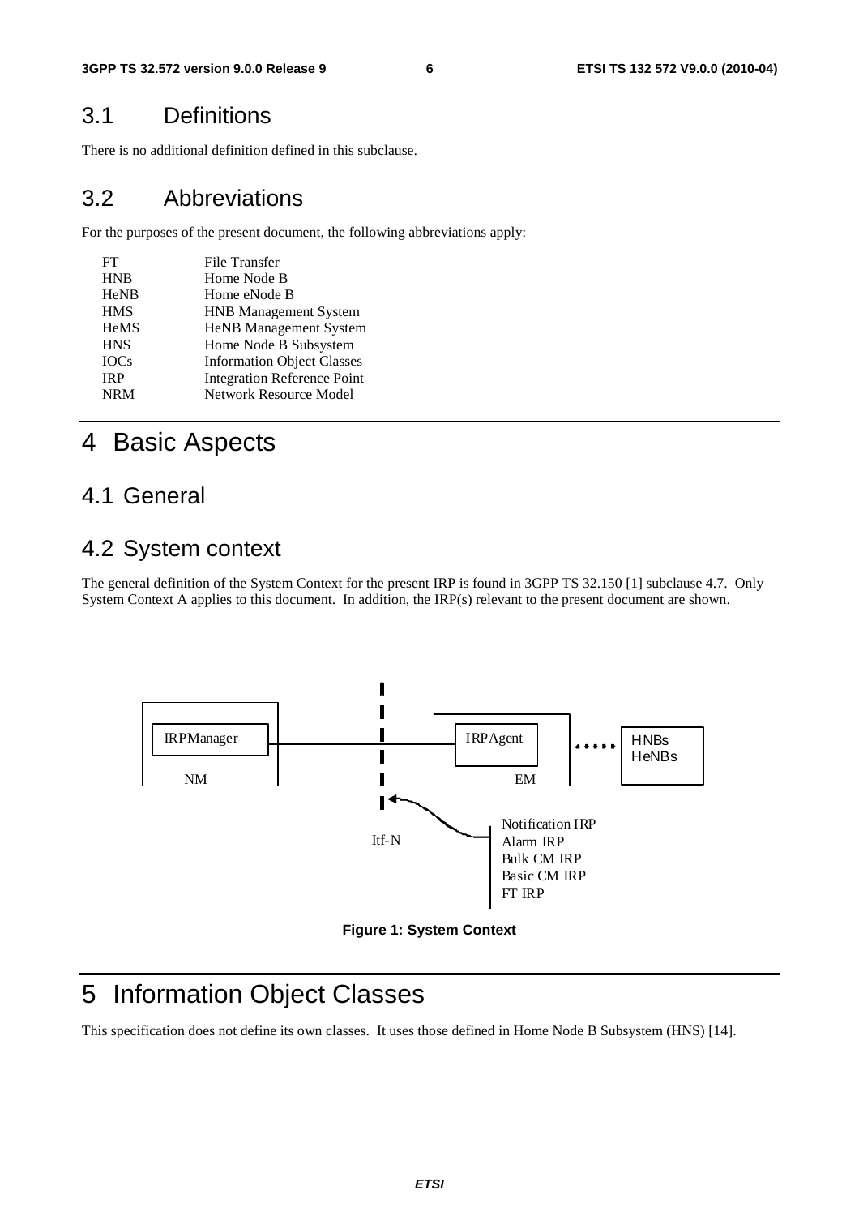## 3.1 Definitions

There is no additional definition defined in this subclause.

## 3.2 Abbreviations

For the purposes of the present document, the following abbreviations apply:

| | |
|---|---|
| FT | File Transfer |
| HNB | Home Node B |
| HeNB | Home eNode B |
| HMS | HNB Management System |
| HeMS | HeNB Management System |
| HNS | Home Node B Subsystem |
| IOCs | Information Object Classes |
| IRP | Integration Reference Point |
| NRM | Network Resource Model |

# 4 Basic Aspects

## 4.1 General

## 4.2 System context

The general definition of the System Context for the present IRP is found in 3GPP TS 32.150 [1] subclause 4.7. Only System Context A applies to this document. In addition, the IRP(s) relevant to the present document are shown.

IRPManager
NM
IRPAgent
EM
HNBs
HeNBs
Itf-N
Notification IRP
Alarm IRP
Bulk CM IRP
Basic CM IRP
FT IRP

**Figure 1: System Context**

# 5 Information Object Classes

This specification does not define its own classes. It uses those defined in Home Node B Subsystem (HNS) [14].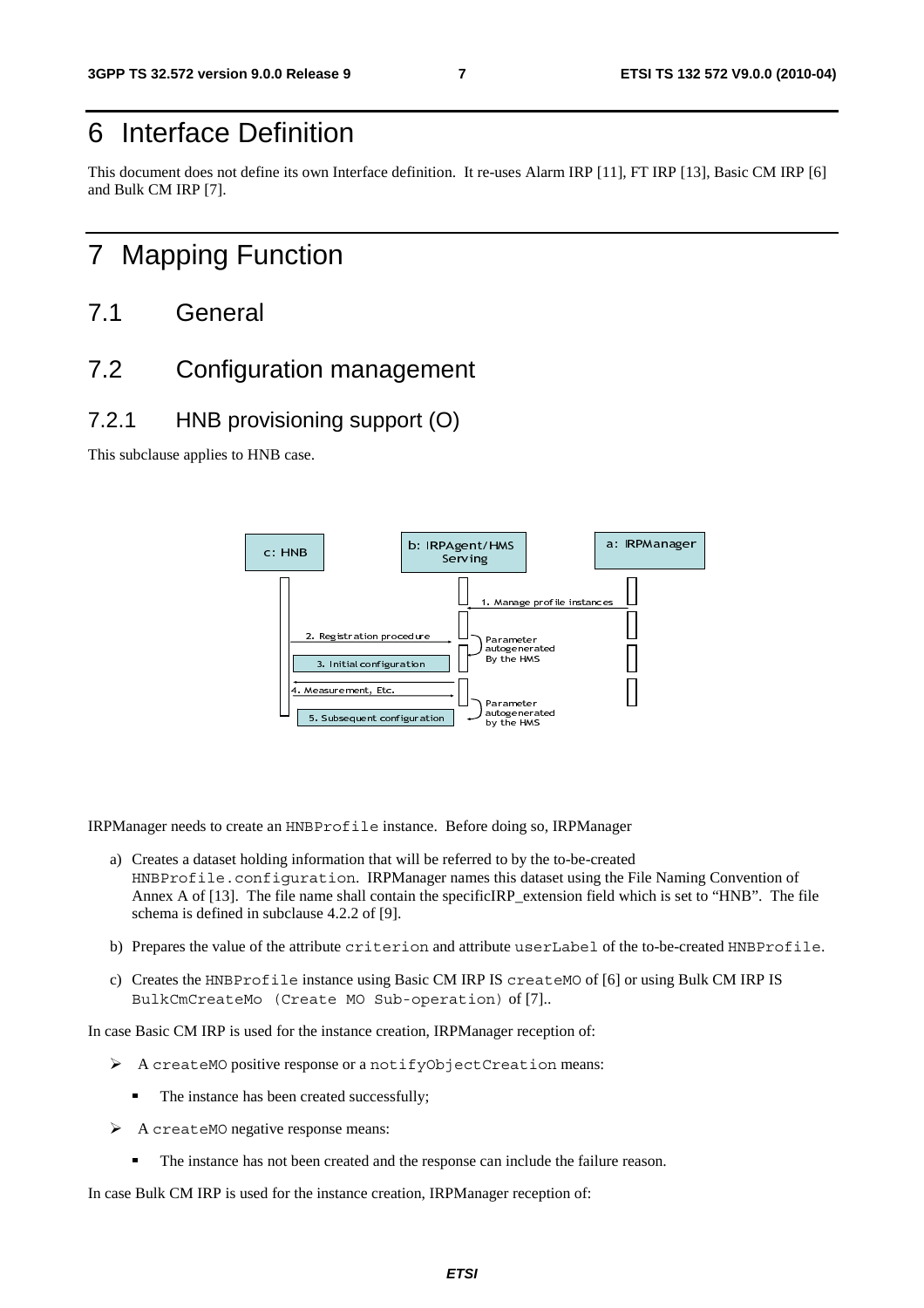# 6 Interface Definition

This document does not define its own Interface definition. It re-uses Alarm IRP [11], FT IRP [13], Basic CM IRP [6] and Bulk CM IRP [7].

# 7 Mapping Function

## 7.1 General

## 7.2 Configuration management

### 7.2.1 HNB provisioning support (O)

This subclause applies to HNB case.

IRPManager needs to create an `HNBProfile` instance. Before doing so, IRPManager

a) Creates a dataset holding information that will be referred to by the to-be-created `HNBProfile.configuration`. IRPManager names this dataset using the File Naming Convention of Annex A of [13]. The file name shall contain the specificIRP_extension field which is set to "HNB". The file schema is defined in subclause 4.2.2 of [9].

b) Prepares the value of the attribute `criterion` and attribute `userLabel` of the to-be-created `HNBProfile`.

c) Creates the `HNBProfile` instance using Basic CM IRP IS `createMO` of [6] or using Bulk CM IRP IS `BulkCmCreateMo (Create MO Sub-operation)` of [7]..

In case Basic CM IRP is used for the instance creation, IRPManager reception of:

- A `createMO` positive response or a `notifyObjectCreation` means:
  - The instance has been created successfully;
- A `createMO` negative response means:
  - The instance has not been created and the response can include the failure reason.

In case Bulk CM IRP is used for the instance creation, IRPManager reception of: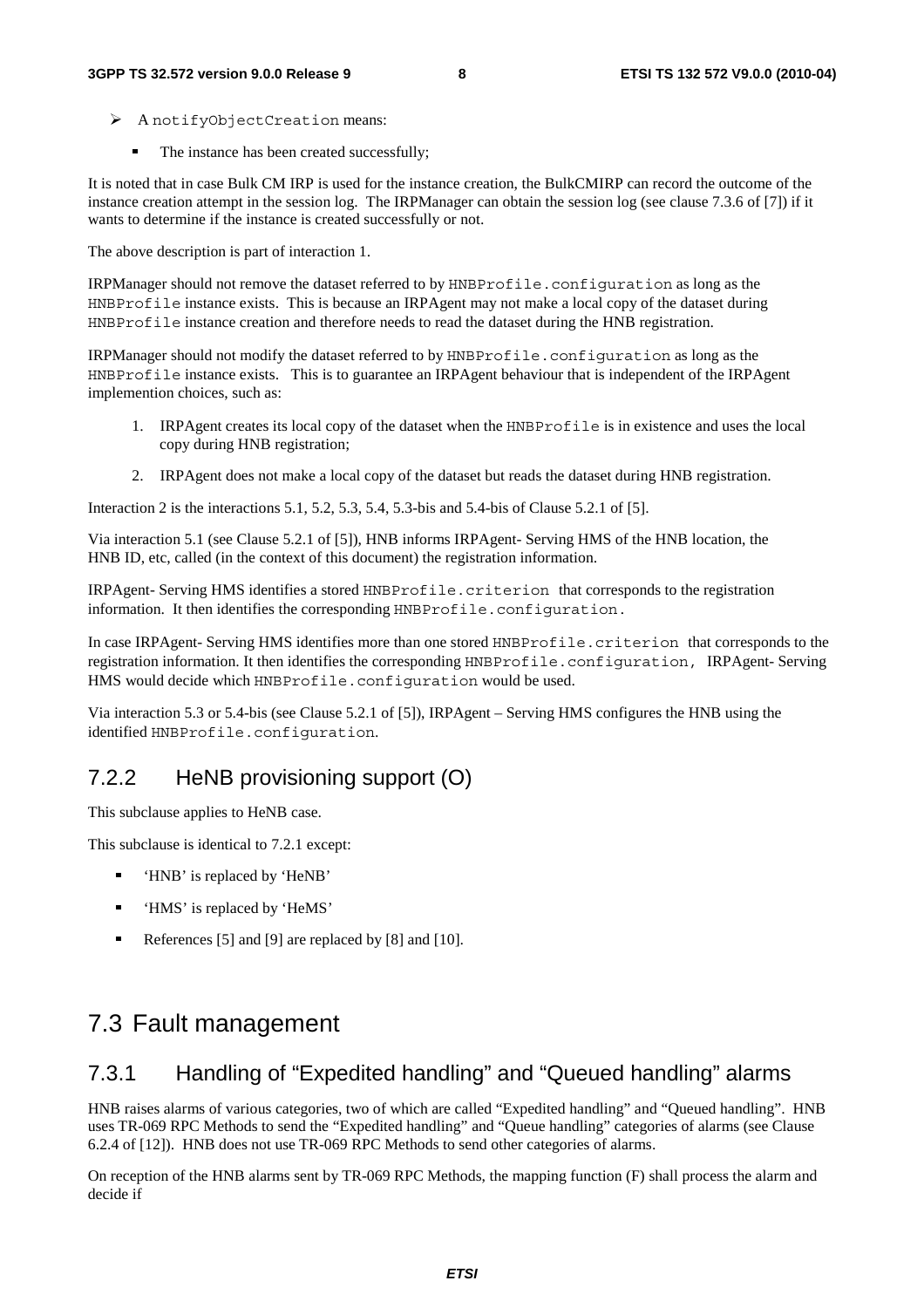- A `notifyObjectCreation` means:
  - The instance has been created successfully;

It is noted that in case Bulk CM IRP is used for the instance creation, the BulkCMIRP can record the outcome of the instance creation attempt in the session log. The IRPManager can obtain the session log (see clause 7.3.6 of [7]) if it wants to determine if the instance is created successfully or not.

The above description is part of interaction 1.

IRPManager should not remove the dataset referred to by `HNBProfile.configuration` as long as the `HNBProfile` instance exists. This is because an IRPAgent may not make a local copy of the dataset during `HNBProfile` instance creation and therefore needs to read the dataset during the HNB registration.

IRPManager should not modify the dataset referred to by `HNBProfile.configuration` as long as the `HNBProfile` instance exists. This is to guarantee an IRPAgent behaviour that is independent of the IRPAgent implemention choices, such as:

1. IRPAgent creates its local copy of the dataset when the `HNBProfile` is in existence and uses the local copy during HNB registration;
2. IRPAgent does not make a local copy of the dataset but reads the dataset during HNB registration.

Interaction 2 is the interactions 5.1, 5.2, 5.3, 5.4, 5.3-bis and 5.4-bis of Clause 5.2.1 of [5].

Via interaction 5.1 (see Clause 5.2.1 of [5]), HNB informs IRPAgent- Serving HMS of the HNB location, the HNB ID, etc, called (in the context of this document) the registration information.

IRPAgent- Serving HMS identifies a stored `HNBProfile.criterion` that corresponds to the registration information. It then identifies the corresponding `HNBProfile.configuration.`

In case IRPAgent- Serving HMS identifies more than one stored `HNBProfile.criterion` that corresponds to the registration information. It then identifies the corresponding `HNBProfile.configuration,` IRPAgent- Serving HMS would decide which `HNBProfile.configuration` would be used.

Via interaction 5.3 or 5.4-bis (see Clause 5.2.1 of [5]), IRPAgent – Serving HMS configures the HNB using the identified `HNBProfile.configuration`.

### 7.2.2 HeNB provisioning support (O)

This subclause applies to HeNB case.

This subclause is identical to 7.2.1 except:

- 'HNB' is replaced by 'HeNB'
- 'HMS' is replaced by 'HeMS'
- References [5] and [9] are replaced by [8] and [10].

## 7.3 Fault management

### 7.3.1 Handling of "Expedited handling" and "Queued handling" alarms

HNB raises alarms of various categories, two of which are called "Expedited handling" and "Queued handling". HNB uses TR-069 RPC Methods to send the "Expedited handling" and "Queue handling" categories of alarms (see Clause 6.2.4 of [12]). HNB does not use TR-069 RPC Methods to send other categories of alarms.

On reception of the HNB alarms sent by TR-069 RPC Methods, the mapping function (F) shall process the alarm and decide if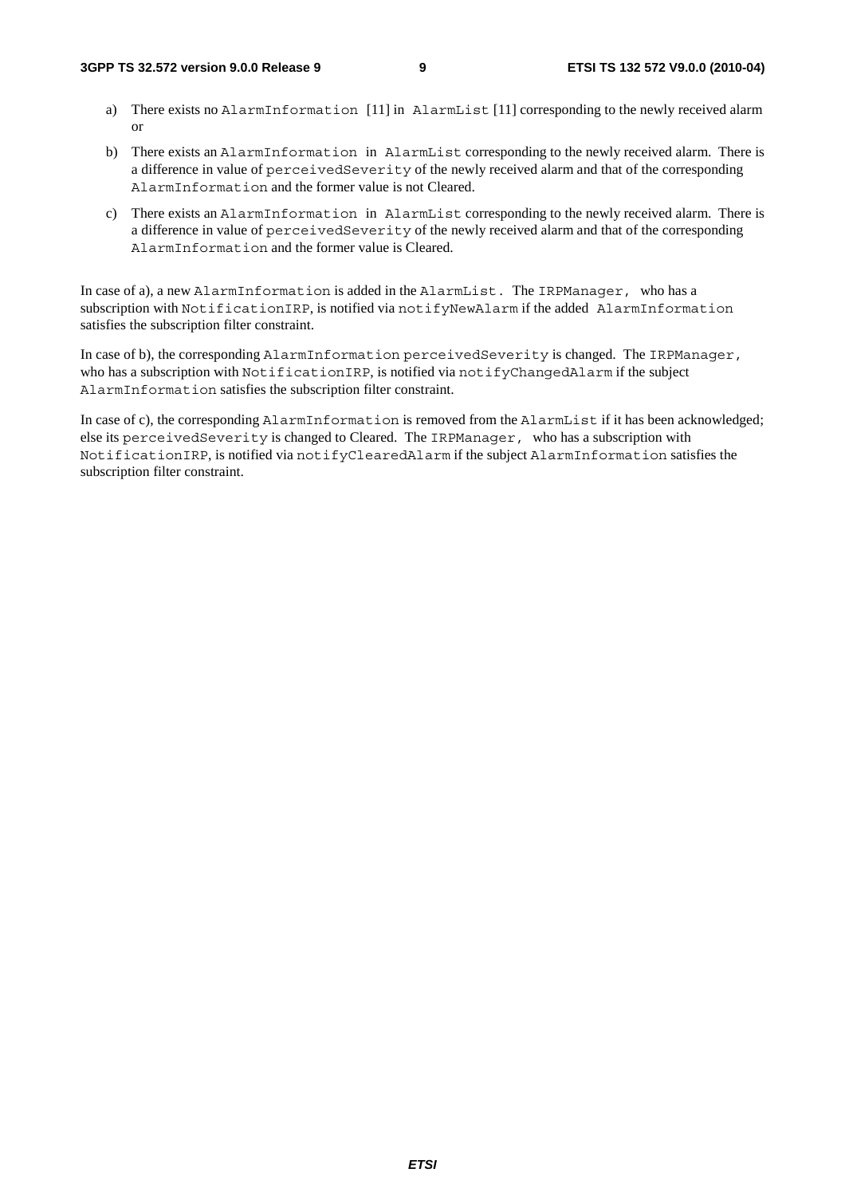a) There exists no `AlarmInformation` [11] in `AlarmList` [11] corresponding to the newly received alarm or

b) There exists an `AlarmInformation` in `AlarmList` corresponding to the newly received alarm. There is a difference in value of `perceivedSeverity` of the newly received alarm and that of the corresponding `AlarmInformation` and the former value is not Cleared.

c) There exists an `AlarmInformation` in `AlarmList` corresponding to the newly received alarm. There is a difference in value of `perceivedSeverity` of the newly received alarm and that of the corresponding `AlarmInformation` and the former value is Cleared.

In case of a), a new `AlarmInformation` is added in the `AlarmList`. The `IRPManager`, who has a subscription with `NotificationIRP`, is notified via `notifyNewAlarm` if the added `AlarmInformation` satisfies the subscription filter constraint.

In case of b), the corresponding `AlarmInformation perceivedSeverity` is changed. The `IRPManager`, who has a subscription with `NotificationIRP`, is notified via `notifyChangedAlarm` if the subject `AlarmInformation` satisfies the subscription filter constraint.

In case of c), the corresponding `AlarmInformation` is removed from the `AlarmList` if it has been acknowledged; else its `perceivedSeverity` is changed to Cleared. The `IRPManager`, who has a subscription with `NotificationIRP`, is notified via `notifyClearedAlarm` if the subject `AlarmInformation` satisfies the subscription filter constraint.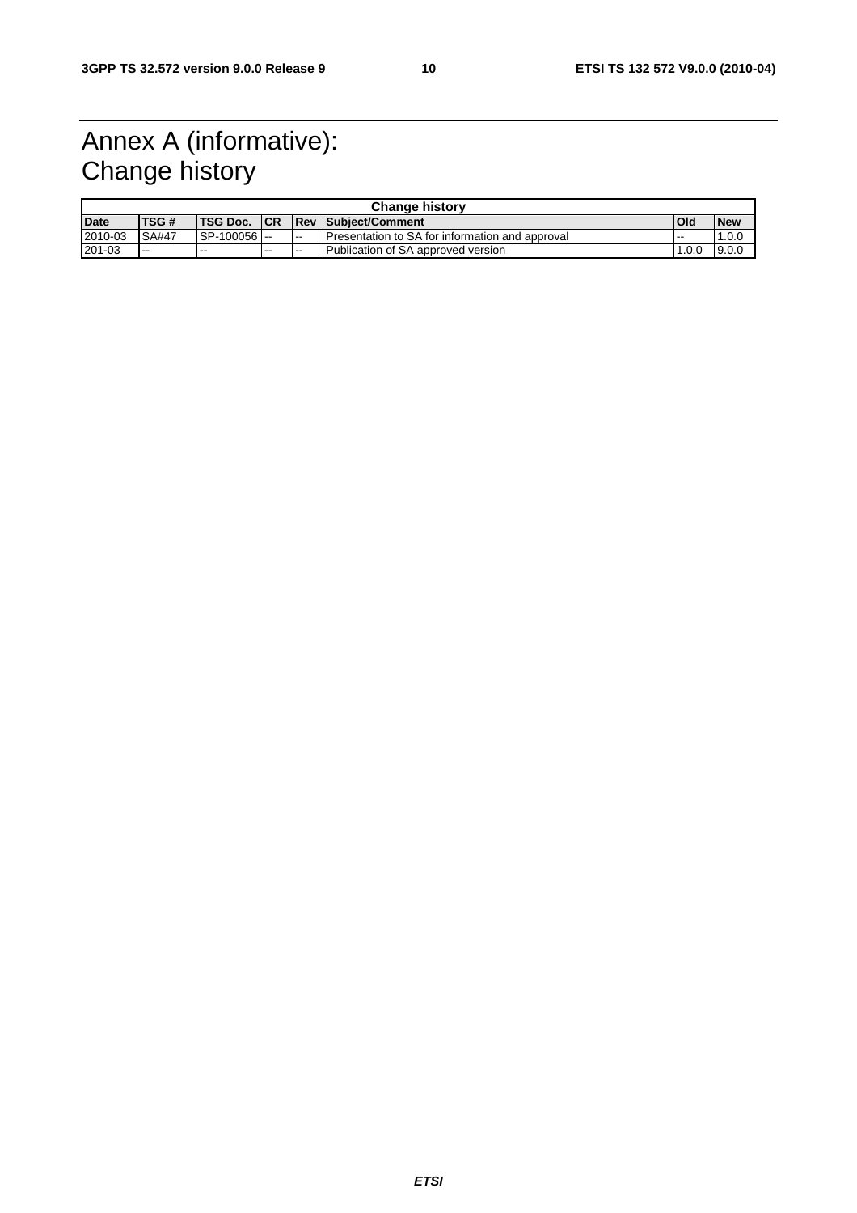# Annex A (informative): Change history

| Change history | | | | | | | |
|---|---|---|---|---|---|---|---|
| **Date** | **TSG #** | **TSG Doc.** | **CR** | **Rev** | **Subject/Comment** | **Old** | **New** |
| 2010-03 | SA#47 | SP-100056 | -- | -- | Presentation to SA for information and approval | -- | 1.0.0 |
| 201-03 | -- | -- | -- | -- | Publication of SA approved version | 1.0.0 | 9.0.0 |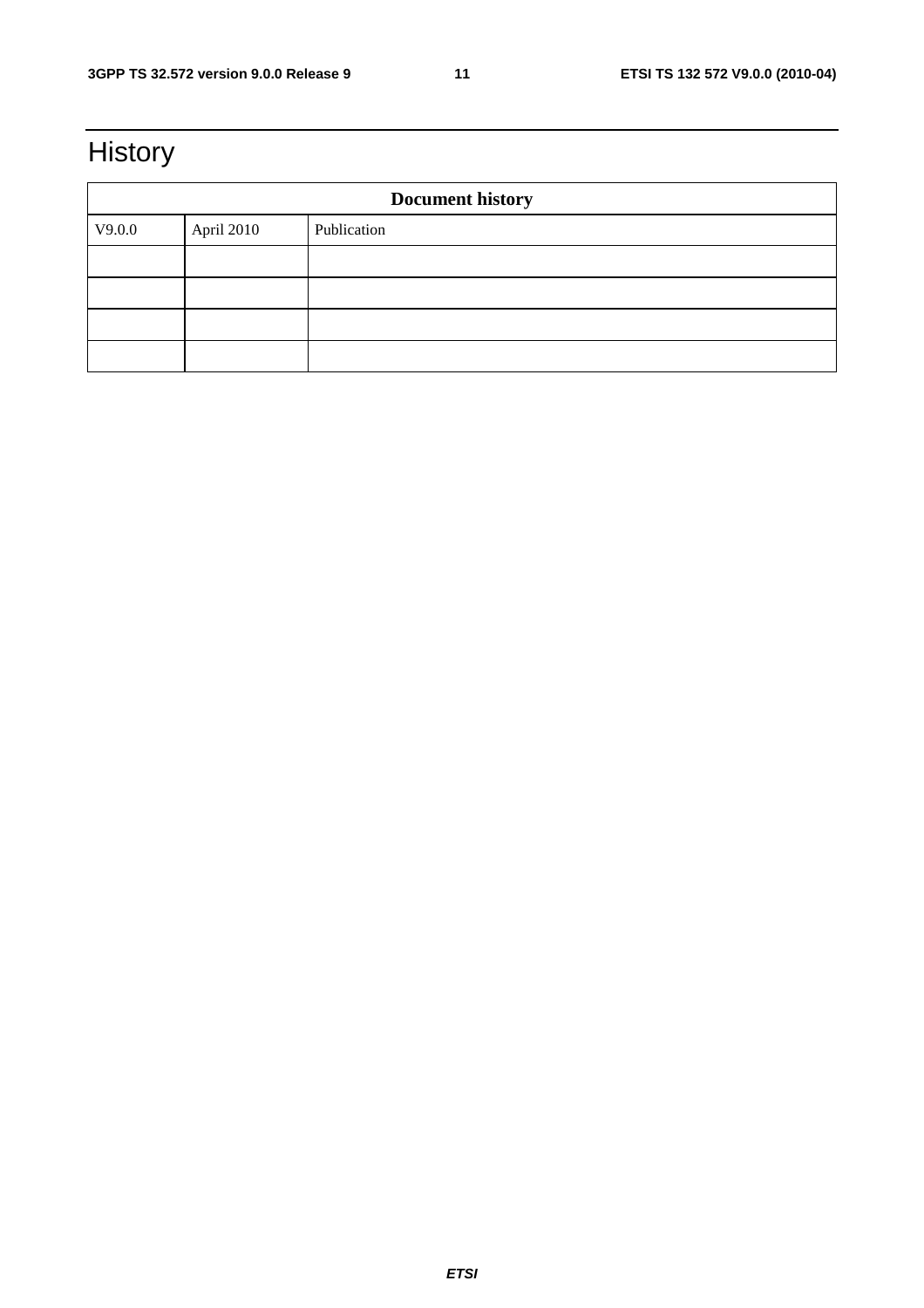# History

| Document history | | |
|---|---|---|
| V9.0.0 | April 2010 | Publication |
| | | |
| | | |
| | | |
| | | |